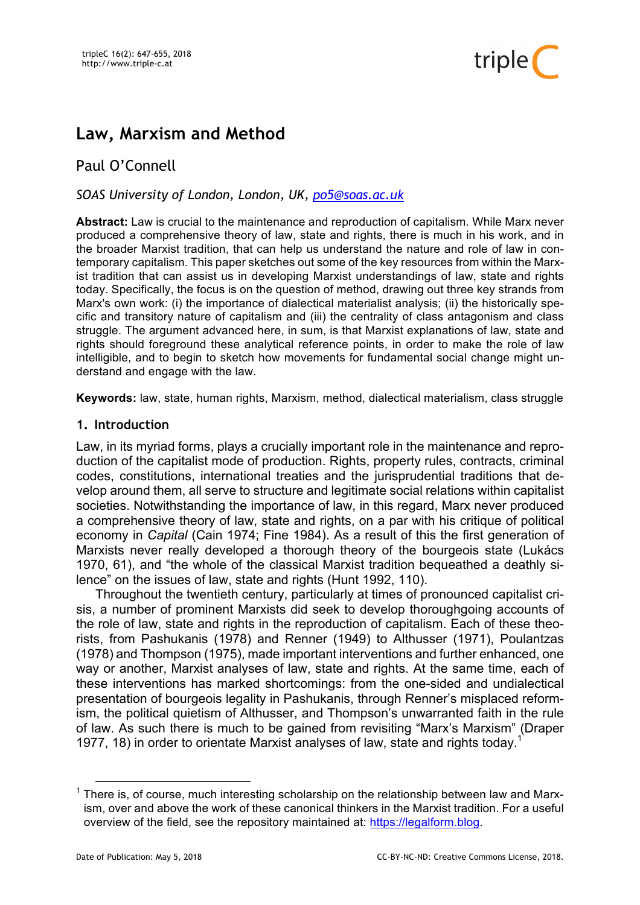# Law, Marxism and Method

Paul O'Connell

*SOAS University of London, London, UK, po5@soas.ac.uk*

**Abstract:** Law is crucial to the maintenance and reproduction of capitalism. While Marx never produced a comprehensive theory of law, state and rights, there is much in his work, and in the broader Marxist tradition, that can help us understand the nature and role of law in contemporary capitalism. This paper sketches out some of the key resources from within the Marxist tradition that can assist us in developing Marxist understandings of law, state and rights today. Specifically, the focus is on the question of method, drawing out three key strands from Marx's own work: (i) the importance of dialectical materialist analysis; (ii) the historically specific and transitory nature of capitalism and (iii) the centrality of class antagonism and class struggle. The argument advanced here, in sum, is that Marxist explanations of law, state and rights should foreground these analytical reference points, in order to make the role of law intelligible, and to begin to sketch how movements for fundamental social change might understand and engage with the law.

**Keywords:** law, state, human rights, Marxism, method, dialectical materialism, class struggle

## 1. Introduction

Law, in its myriad forms, plays a crucially important role in the maintenance and reproduction of the capitalist mode of production. Rights, property rules, contracts, criminal codes, constitutions, international treaties and the jurisprudential traditions that develop around them, all serve to structure and legitimate social relations within capitalist societies. Notwithstanding the importance of law, in this regard, Marx never produced a comprehensive theory of law, state and rights, on a par with his critique of political economy in *Capital* (Cain 1974; Fine 1984). As a result of this the first generation of Marxists never really developed a thorough theory of the bourgeois state (Lukács 1970, 61), and "the whole of the classical Marxist tradition bequeathed a deathly silence" on the issues of law, state and rights (Hunt 1992, 110).

Throughout the twentieth century, particularly at times of pronounced capitalist crisis, a number of prominent Marxists did seek to develop thoroughgoing accounts of the role of law, state and rights in the reproduction of capitalism. Each of these theorists, from Pashukanis (1978) and Renner (1949) to Althusser (1971), Poulantzas (1978) and Thompson (1975), made important interventions and further enhanced, one way or another, Marxist analyses of law, state and rights. At the same time, each of these interventions has marked shortcomings: from the one-sided and undialectical presentation of bourgeois legality in Pashukanis, through Renner's misplaced reformism, the political quietism of Althusser, and Thompson's unwarranted faith in the rule of law. As such there is much to be gained from revisiting "Marx's Marxism" (Draper 1977, 18) in order to orientate Marxist analyses of law, state and rights today.[1]

[1] There is, of course, much interesting scholarship on the relationship between law and Marxism, over and above the work of these canonical thinkers in the Marxist tradition. For a useful overview of the field, see the repository maintained at: https://legalform.blog.

Date of Publication: May 5, 2018

CC-BY-NC-ND: Creative Commons License, 2018.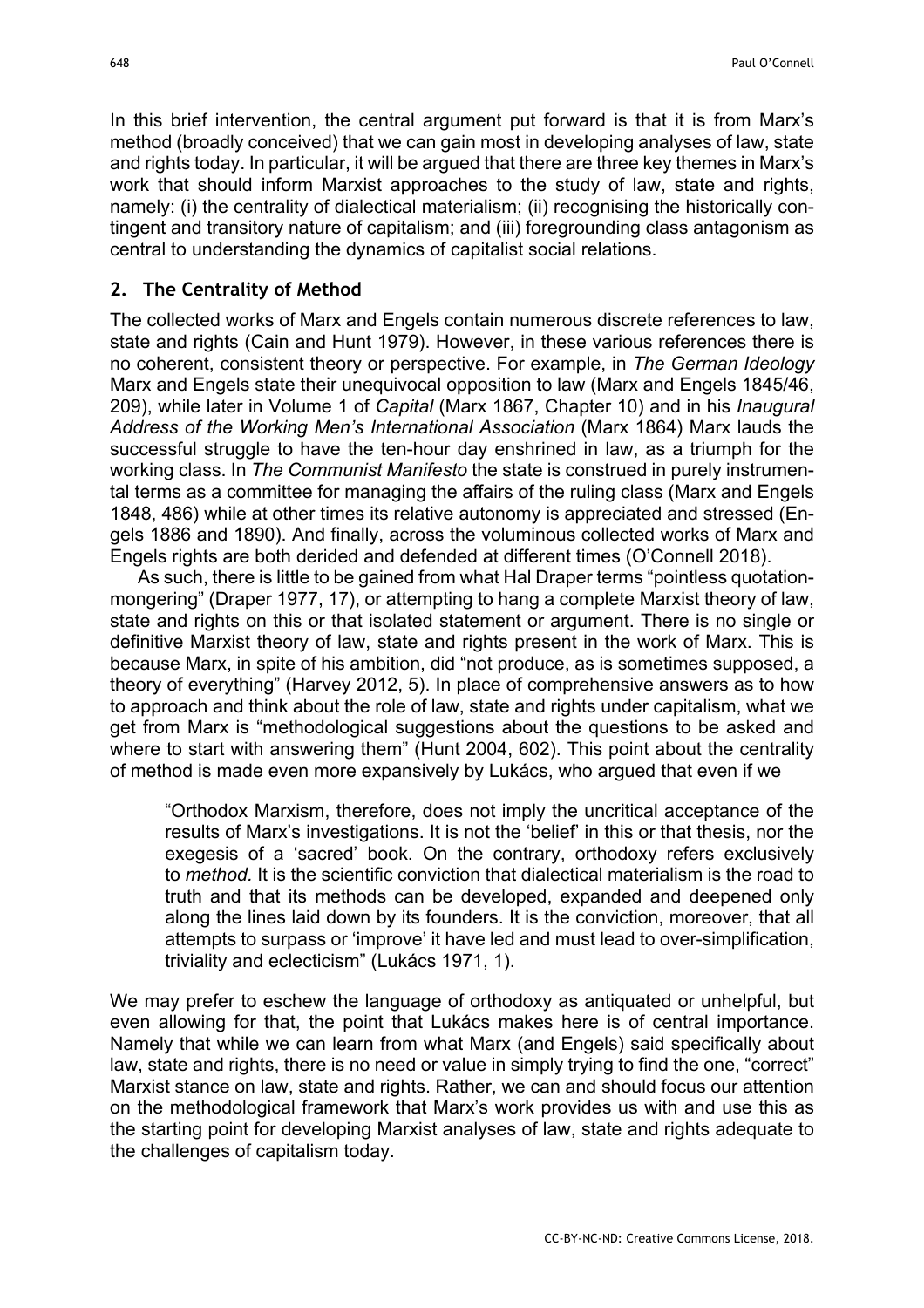In this brief intervention, the central argument put forward is that it is from Marx's method (broadly conceived) that we can gain most in developing analyses of law, state and rights today. In particular, it will be argued that there are three key themes in Marx's work that should inform Marxist approaches to the study of law, state and rights, namely: (i) the centrality of dialectical materialism; (ii) recognising the historically contingent and transitory nature of capitalism; and (iii) foregrounding class antagonism as central to understanding the dynamics of capitalist social relations.

## 2. The Centrality of Method

The collected works of Marx and Engels contain numerous discrete references to law, state and rights (Cain and Hunt 1979). However, in these various references there is no coherent, consistent theory or perspective. For example, in *The German Ideology* Marx and Engels state their unequivocal opposition to law (Marx and Engels 1845/46, 209), while later in Volume 1 of *Capital* (Marx 1867, Chapter 10) and in his *Inaugural Address of the Working Men's International Association* (Marx 1864) Marx lauds the successful struggle to have the ten-hour day enshrined in law, as a triumph for the working class. In *The Communist Manifesto* the state is construed in purely instrumental terms as a committee for managing the affairs of the ruling class (Marx and Engels 1848, 486) while at other times its relative autonomy is appreciated and stressed (Engels 1886 and 1890). And finally, across the voluminous collected works of Marx and Engels rights are both derided and defended at different times (O'Connell 2018).

As such, there is little to be gained from what Hal Draper terms "pointless quotation-mongering" (Draper 1977, 17), or attempting to hang a complete Marxist theory of law, state and rights on this or that isolated statement or argument. There is no single or definitive Marxist theory of law, state and rights present in the work of Marx. This is because Marx, in spite of his ambition, did "not produce, as is sometimes supposed, a theory of everything" (Harvey 2012, 5). In place of comprehensive answers as to how to approach and think about the role of law, state and rights under capitalism, what we get from Marx is "methodological suggestions about the questions to be asked and where to start with answering them" (Hunt 2004, 602). This point about the centrality of method is made even more expansively by Lukács, who argued that even if we

> "Orthodox Marxism, therefore, does not imply the uncritical acceptance of the results of Marx's investigations. It is not the 'belief' in this or that thesis, nor the exegesis of a 'sacred' book. On the contrary, orthodoxy refers exclusively to *method*. It is the scientific conviction that dialectical materialism is the road to truth and that its methods can be developed, expanded and deepened only along the lines laid down by its founders. It is the conviction, moreover, that all attempts to surpass or 'improve' it have led and must lead to over-simplification, triviality and eclecticism" (Lukács 1971, 1).

We may prefer to eschew the language of orthodoxy as antiquated or unhelpful, but even allowing for that, the point that Lukács makes here is of central importance. Namely that while we can learn from what Marx (and Engels) said specifically about law, state and rights, there is no need or value in simply trying to find the one, "correct" Marxist stance on law, state and rights. Rather, we can and should focus our attention on the methodological framework that Marx's work provides us with and use this as the starting point for developing Marxist analyses of law, state and rights adequate to the challenges of capitalism today.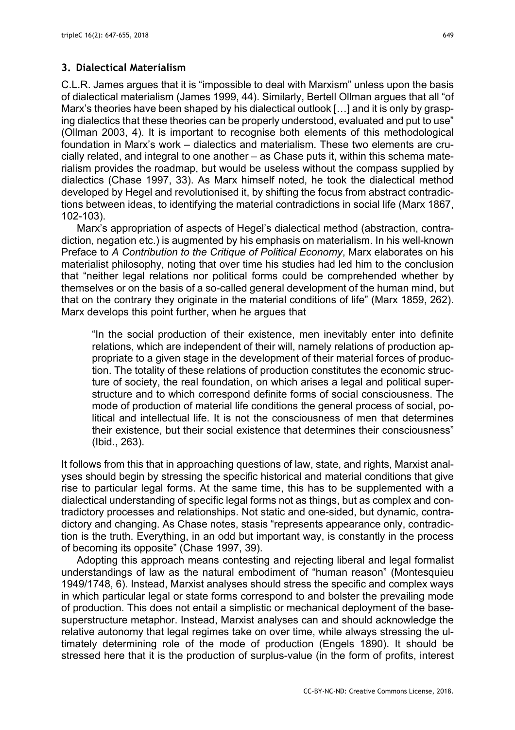## 3. Dialectical Materialism

C.L.R. James argues that it is "impossible to deal with Marxism" unless upon the basis of dialectical materialism (James 1999, 44). Similarly, Bertell Ollman argues that all "of Marx's theories have been shaped by his dialectical outlook […] and it is only by grasping dialectics that these theories can be properly understood, evaluated and put to use" (Ollman 2003, 4). It is important to recognise both elements of this methodological foundation in Marx's work – dialectics and materialism. These two elements are crucially related, and integral to one another – as Chase puts it, within this schema materialism provides the roadmap, but would be useless without the compass supplied by dialectics (Chase 1997, 33). As Marx himself noted, he took the dialectical method developed by Hegel and revolutionised it, by shifting the focus from abstract contradictions between ideas, to identifying the material contradictions in social life (Marx 1867, 102-103).

Marx's appropriation of aspects of Hegel's dialectical method (abstraction, contradiction, negation etc.) is augmented by his emphasis on materialism. In his well-known Preface to *A Contribution to the Critique of Political Economy*, Marx elaborates on his materialist philosophy, noting that over time his studies had led him to the conclusion that "neither legal relations nor political forms could be comprehended whether by themselves or on the basis of a so-called general development of the human mind, but that on the contrary they originate in the material conditions of life" (Marx 1859, 262). Marx develops this point further, when he argues that

> "In the social production of their existence, men inevitably enter into definite relations, which are independent of their will, namely relations of production appropriate to a given stage in the development of their material forces of production. The totality of these relations of production constitutes the economic structure of society, the real foundation, on which arises a legal and political superstructure and to which correspond definite forms of social consciousness. The mode of production of material life conditions the general process of social, political and intellectual life. It is not the consciousness of men that determines their existence, but their social existence that determines their consciousness" (Ibid., 263).

It follows from this that in approaching questions of law, state, and rights, Marxist analyses should begin by stressing the specific historical and material conditions that give rise to particular legal forms. At the same time, this has to be supplemented with a dialectical understanding of specific legal forms not as things, but as complex and contradictory processes and relationships. Not static and one-sided, but dynamic, contradictory and changing. As Chase notes, stasis "represents appearance only, contradiction is the truth. Everything, in an odd but important way, is constantly in the process of becoming its opposite" (Chase 1997, 39).

Adopting this approach means contesting and rejecting liberal and legal formalist understandings of law as the natural embodiment of "human reason" (Montesquieu 1949/1748, 6). Instead, Marxist analyses should stress the specific and complex ways in which particular legal or state forms correspond to and bolster the prevailing mode of production. This does not entail a simplistic or mechanical deployment of the base-superstructure metaphor. Instead, Marxist analyses can and should acknowledge the relative autonomy that legal regimes take on over time, while always stressing the ultimately determining role of the mode of production (Engels 1890). It should be stressed here that it is the production of surplus-value (in the form of profits, interest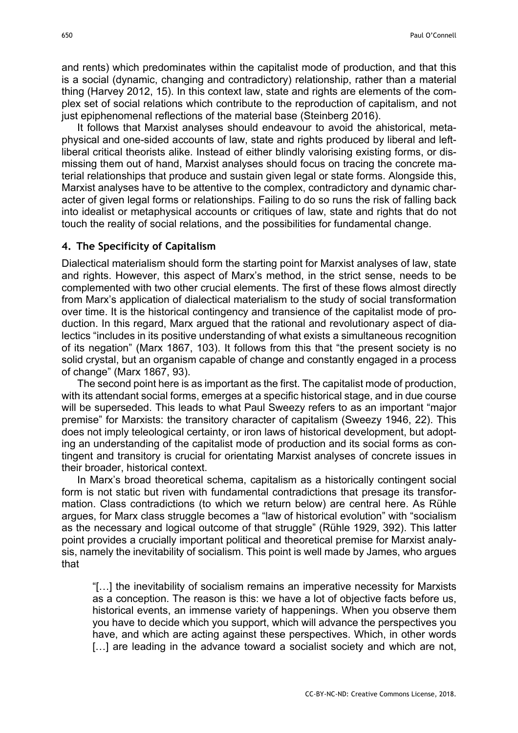and rents) which predominates within the capitalist mode of production, and that this is a social (dynamic, changing and contradictory) relationship, rather than a material thing (Harvey 2012, 15). In this context law, state and rights are elements of the complex set of social relations which contribute to the reproduction of capitalism, and not just epiphenomenal reflections of the material base (Steinberg 2016).

It follows that Marxist analyses should endeavour to avoid the ahistorical, metaphysical and one-sided accounts of law, state and rights produced by liberal and left-liberal critical theorists alike. Instead of either blindly valorising existing forms, or dismissing them out of hand, Marxist analyses should focus on tracing the concrete material relationships that produce and sustain given legal or state forms. Alongside this, Marxist analyses have to be attentive to the complex, contradictory and dynamic character of given legal forms or relationships. Failing to do so runs the risk of falling back into idealist or metaphysical accounts or critiques of law, state and rights that do not touch the reality of social relations, and the possibilities for fundamental change.

## 4. The Specificity of Capitalism

Dialectical materialism should form the starting point for Marxist analyses of law, state and rights. However, this aspect of Marx's method, in the strict sense, needs to be complemented with two other crucial elements. The first of these flows almost directly from Marx's application of dialectical materialism to the study of social transformation over time. It is the historical contingency and transience of the capitalist mode of production. In this regard, Marx argued that the rational and revolutionary aspect of dialectics "includes in its positive understanding of what exists a simultaneous recognition of its negation" (Marx 1867, 103). It follows from this that "the present society is no solid crystal, but an organism capable of change and constantly engaged in a process of change" (Marx 1867, 93).

The second point here is as important as the first. The capitalist mode of production, with its attendant social forms, emerges at a specific historical stage, and in due course will be superseded. This leads to what Paul Sweezy refers to as an important "major premise" for Marxists: the transitory character of capitalism (Sweezy 1946, 22). This does not imply teleological certainty, or iron laws of historical development, but adopting an understanding of the capitalist mode of production and its social forms as contingent and transitory is crucial for orientating Marxist analyses of concrete issues in their broader, historical context.

In Marx's broad theoretical schema, capitalism as a historically contingent social form is not static but riven with fundamental contradictions that presage its transformation. Class contradictions (to which we return below) are central here. As Rühle argues, for Marx class struggle becomes a "law of historical evolution" with "socialism as the necessary and logical outcome of that struggle" (Rühle 1929, 392). This latter point provides a crucially important political and theoretical premise for Marxist analysis, namely the inevitability of socialism. This point is well made by James, who argues that

> "[…] the inevitability of socialism remains an imperative necessity for Marxists as a conception. The reason is this: we have a lot of objective facts before us, historical events, an immense variety of happenings. When you observe them you have to decide which you support, which will advance the perspectives you have, and which are acting against these perspectives. Which, in other words […] are leading in the advance toward a socialist society and which are not,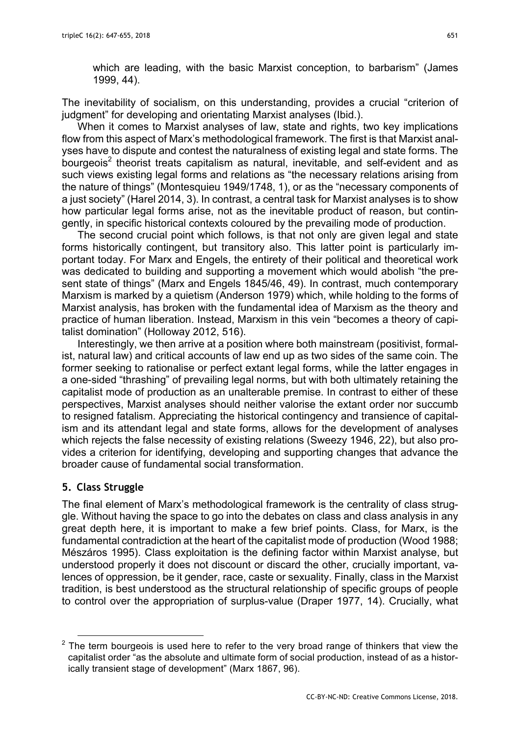> which are leading, with the basic Marxist conception, to barbarism" (James 1999, 44).

The inevitability of socialism, on this understanding, provides a crucial "criterion of judgment" for developing and orientating Marxist analyses (Ibid.).

When it comes to Marxist analyses of law, state and rights, two key implications flow from this aspect of Marx's methodological framework. The first is that Marxist analyses have to dispute and contest the naturalness of existing legal and state forms. The bourgeois[2] theorist treats capitalism as natural, inevitable, and self-evident and as such views existing legal forms and relations as "the necessary relations arising from the nature of things" (Montesquieu 1949/1748, 1), or as the "necessary components of a just society" (Harel 2014, 3). In contrast, a central task for Marxist analyses is to show how particular legal forms arise, not as the inevitable product of reason, but contingently, in specific historical contexts coloured by the prevailing mode of production.

The second crucial point which follows, is that not only are given legal and state forms historically contingent, but transitory also. This latter point is particularly important today. For Marx and Engels, the entirety of their political and theoretical work was dedicated to building and supporting a movement which would abolish "the present state of things" (Marx and Engels 1845/46, 49). In contrast, much contemporary Marxism is marked by a quietism (Anderson 1979) which, while holding to the forms of Marxist analysis, has broken with the fundamental idea of Marxism as the theory and practice of human liberation. Instead, Marxism in this vein "becomes a theory of capitalist domination" (Holloway 2012, 516).

Interestingly, we then arrive at a position where both mainstream (positivist, formalist, natural law) and critical accounts of law end up as two sides of the same coin. The former seeking to rationalise or perfect extant legal forms, while the latter engages in a one-sided "thrashing" of prevailing legal norms, but with both ultimately retaining the capitalist mode of production as an unalterable premise. In contrast to either of these perspectives, Marxist analyses should neither valorise the extant order nor succumb to resigned fatalism. Appreciating the historical contingency and transience of capitalism and its attendant legal and state forms, allows for the development of analyses which rejects the false necessity of existing relations (Sweezy 1946, 22), but also provides a criterion for identifying, developing and supporting changes that advance the broader cause of fundamental social transformation.

## 5. Class Struggle

The final element of Marx's methodological framework is the centrality of class struggle. Without having the space to go into the debates on class and class analysis in any great depth here, it is important to make a few brief points. Class, for Marx, is the fundamental contradiction at the heart of the capitalist mode of production (Wood 1988; Mészáros 1995). Class exploitation is the defining factor within Marxist analyse, but understood properly it does not discount or discard the other, crucially important, valences of oppression, be it gender, race, caste or sexuality. Finally, class in the Marxist tradition, is best understood as the structural relationship of specific groups of people to control over the appropriation of surplus-value (Draper 1977, 14). Crucially, what

[2] The term bourgeois is used here to refer to the very broad range of thinkers that view the capitalist order "as the absolute and ultimate form of social production, instead of as a historically transient stage of development" (Marx 1867, 96).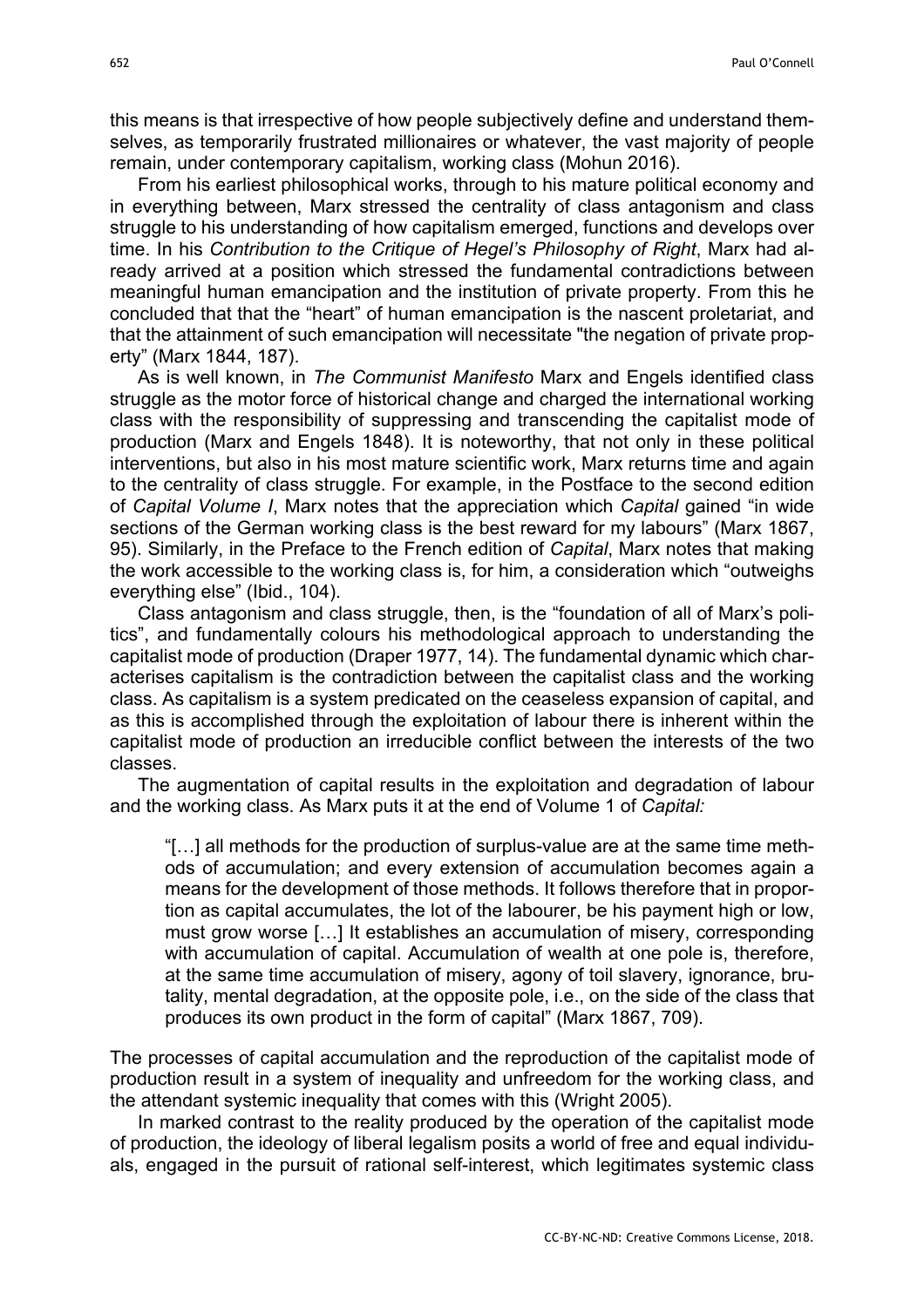this means is that irrespective of how people subjectively define and understand themselves, as temporarily frustrated millionaires or whatever, the vast majority of people remain, under contemporary capitalism, working class (Mohun 2016).

From his earliest philosophical works, through to his mature political economy and in everything between, Marx stressed the centrality of class antagonism and class struggle to his understanding of how capitalism emerged, functions and develops over time. In his *Contribution to the Critique of Hegel's Philosophy of Right*, Marx had already arrived at a position which stressed the fundamental contradictions between meaningful human emancipation and the institution of private property. From this he concluded that that the "heart" of human emancipation is the nascent proletariat, and that the attainment of such emancipation will necessitate "the negation of private property" (Marx 1844, 187).

As is well known, in *The Communist Manifesto* Marx and Engels identified class struggle as the motor force of historical change and charged the international working class with the responsibility of suppressing and transcending the capitalist mode of production (Marx and Engels 1848). It is noteworthy, that not only in these political interventions, but also in his most mature scientific work, Marx returns time and again to the centrality of class struggle. For example, in the Postface to the second edition of *Capital Volume I*, Marx notes that the appreciation which *Capital* gained "in wide sections of the German working class is the best reward for my labours" (Marx 1867, 95). Similarly, in the Preface to the French edition of *Capital*, Marx notes that making the work accessible to the working class is, for him, a consideration which "outweighs everything else" (Ibid., 104).

Class antagonism and class struggle, then, is the "foundation of all of Marx's politics", and fundamentally colours his methodological approach to understanding the capitalist mode of production (Draper 1977, 14). The fundamental dynamic which characterises capitalism is the contradiction between the capitalist class and the working class. As capitalism is a system predicated on the ceaseless expansion of capital, and as this is accomplished through the exploitation of labour there is inherent within the capitalist mode of production an irreducible conflict between the interests of the two classes.

The augmentation of capital results in the exploitation and degradation of labour and the working class. As Marx puts it at the end of Volume 1 of *Capital:*

> "[…] all methods for the production of surplus-value are at the same time methods of accumulation; and every extension of accumulation becomes again a means for the development of those methods. It follows therefore that in proportion as capital accumulates, the lot of the labourer, be his payment high or low, must grow worse […] It establishes an accumulation of misery, corresponding with accumulation of capital. Accumulation of wealth at one pole is, therefore, at the same time accumulation of misery, agony of toil slavery, ignorance, brutality, mental degradation, at the opposite pole, i.e., on the side of the class that produces its own product in the form of capital" (Marx 1867, 709).

The processes of capital accumulation and the reproduction of the capitalist mode of production result in a system of inequality and unfreedom for the working class, and the attendant systemic inequality that comes with this (Wright 2005).

In marked contrast to the reality produced by the operation of the capitalist mode of production, the ideology of liberal legalism posits a world of free and equal individuals, engaged in the pursuit of rational self-interest, which legitimates systemic class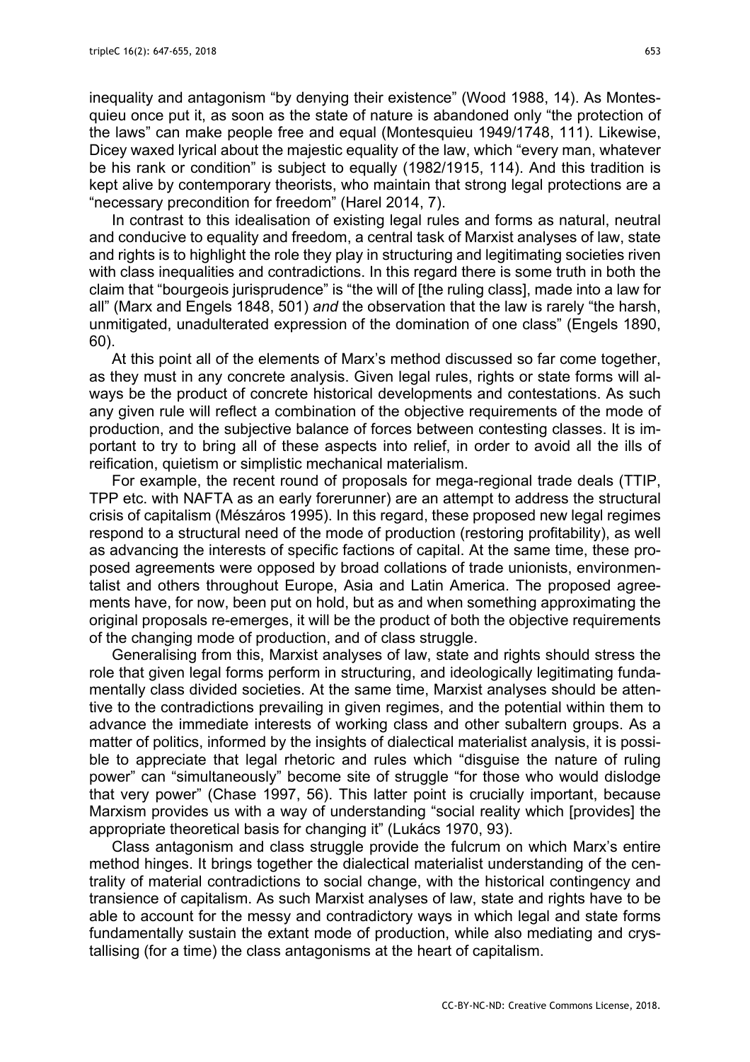inequality and antagonism "by denying their existence" (Wood 1988, 14). As Montesquieu once put it, as soon as the state of nature is abandoned only "the protection of the laws" can make people free and equal (Montesquieu 1949/1748, 111). Likewise, Dicey waxed lyrical about the majestic equality of the law, which "every man, whatever be his rank or condition" is subject to equally (1982/1915, 114). And this tradition is kept alive by contemporary theorists, who maintain that strong legal protections are a "necessary precondition for freedom" (Harel 2014, 7).

In contrast to this idealisation of existing legal rules and forms as natural, neutral and conducive to equality and freedom, a central task of Marxist analyses of law, state and rights is to highlight the role they play in structuring and legitimating societies riven with class inequalities and contradictions. In this regard there is some truth in both the claim that "bourgeois jurisprudence" is "the will of [the ruling class], made into a law for all" (Marx and Engels 1848, 501) *and* the observation that the law is rarely "the harsh, unmitigated, unadulterated expression of the domination of one class" (Engels 1890, 60).

At this point all of the elements of Marx's method discussed so far come together, as they must in any concrete analysis. Given legal rules, rights or state forms will always be the product of concrete historical developments and contestations. As such any given rule will reflect a combination of the objective requirements of the mode of production, and the subjective balance of forces between contesting classes. It is important to try to bring all of these aspects into relief, in order to avoid all the ills of reification, quietism or simplistic mechanical materialism.

For example, the recent round of proposals for mega-regional trade deals (TTIP, TPP etc. with NAFTA as an early forerunner) are an attempt to address the structural crisis of capitalism (Mészáros 1995). In this regard, these proposed new legal regimes respond to a structural need of the mode of production (restoring profitability), as well as advancing the interests of specific factions of capital. At the same time, these proposed agreements were opposed by broad collations of trade unionists, environmentalist and others throughout Europe, Asia and Latin America. The proposed agreements have, for now, been put on hold, but as and when something approximating the original proposals re-emerges, it will be the product of both the objective requirements of the changing mode of production, and of class struggle.

Generalising from this, Marxist analyses of law, state and rights should stress the role that given legal forms perform in structuring, and ideologically legitimating fundamentally class divided societies. At the same time, Marxist analyses should be attentive to the contradictions prevailing in given regimes, and the potential within them to advance the immediate interests of working class and other subaltern groups. As a matter of politics, informed by the insights of dialectical materialist analysis, it is possible to appreciate that legal rhetoric and rules which "disguise the nature of ruling power" can "simultaneously" become site of struggle "for those who would dislodge that very power" (Chase 1997, 56). This latter point is crucially important, because Marxism provides us with a way of understanding "social reality which [provides] the appropriate theoretical basis for changing it" (Lukács 1970, 93).

Class antagonism and class struggle provide the fulcrum on which Marx's entire method hinges. It brings together the dialectical materialist understanding of the centrality of material contradictions to social change, with the historical contingency and transience of capitalism. As such Marxist analyses of law, state and rights have to be able to account for the messy and contradictory ways in which legal and state forms fundamentally sustain the extant mode of production, while also mediating and crystallising (for a time) the class antagonisms at the heart of capitalism.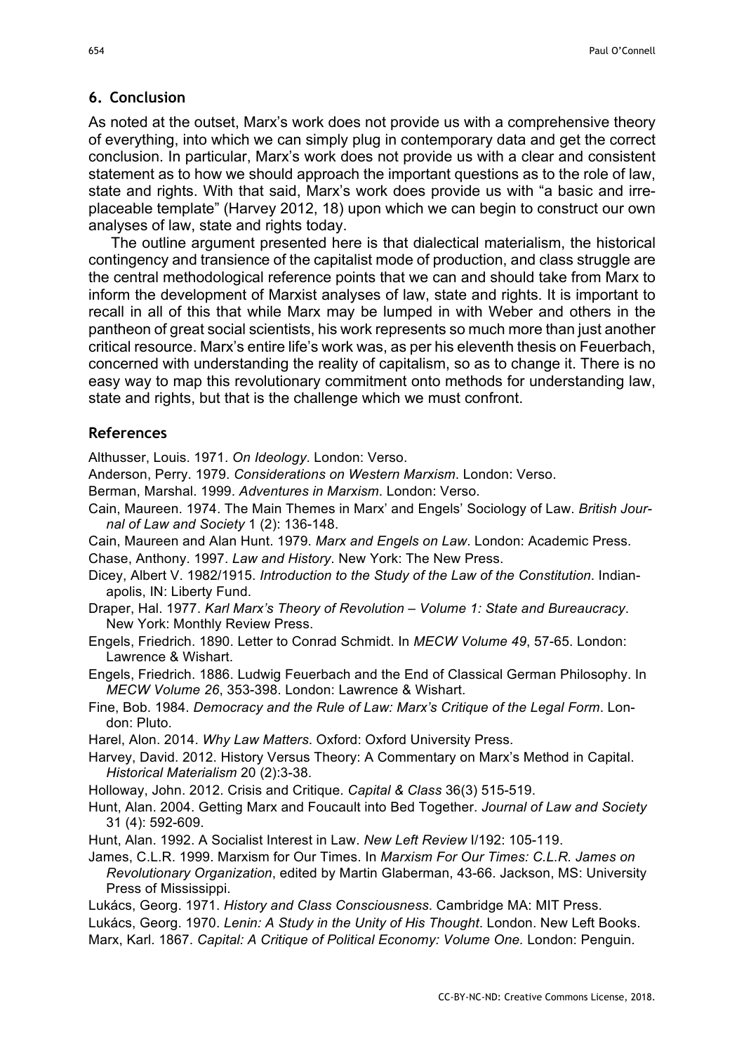## 6. Conclusion

As noted at the outset, Marx's work does not provide us with a comprehensive theory of everything, into which we can simply plug in contemporary data and get the correct conclusion. In particular, Marx's work does not provide us with a clear and consistent statement as to how we should approach the important questions as to the role of law, state and rights. With that said, Marx's work does provide us with "a basic and irreplaceable template" (Harvey 2012, 18) upon which we can begin to construct our own analyses of law, state and rights today.

The outline argument presented here is that dialectical materialism, the historical contingency and transience of the capitalist mode of production, and class struggle are the central methodological reference points that we can and should take from Marx to inform the development of Marxist analyses of law, state and rights. It is important to recall in all of this that while Marx may be lumped in with Weber and others in the pantheon of great social scientists, his work represents so much more than just another critical resource. Marx's entire life's work was, as per his eleventh thesis on Feuerbach, concerned with understanding the reality of capitalism, so as to change it. There is no easy way to map this revolutionary commitment onto methods for understanding law, state and rights, but that is the challenge which we must confront.

## References

Althusser, Louis. 1971. *On Ideology*. London: Verso.

Anderson, Perry. 1979. *Considerations on Western Marxism*. London: Verso.

Berman, Marshal. 1999. *Adventures in Marxism*. London: Verso.

Cain, Maureen. 1974. The Main Themes in Marx' and Engels' Sociology of Law. *British Journal of Law and Society* 1 (2): 136-148.

Cain, Maureen and Alan Hunt. 1979. *Marx and Engels on Law*. London: Academic Press.

Chase, Anthony. 1997. *Law and History*. New York: The New Press.

Dicey, Albert V. 1982/1915. *Introduction to the Study of the Law of the Constitution*. Indianapolis, IN: Liberty Fund.

Draper, Hal. 1977. *Karl Marx's Theory of Revolution – Volume 1: State and Bureaucracy*. New York: Monthly Review Press.

Engels, Friedrich. 1890. Letter to Conrad Schmidt. In *MECW Volume 49*, 57-65. London: Lawrence & Wishart.

Engels, Friedrich. 1886. Ludwig Feuerbach and the End of Classical German Philosophy. In *MECW Volume 26*, 353-398. London: Lawrence & Wishart.

Fine, Bob. 1984. *Democracy and the Rule of Law: Marx's Critique of the Legal Form*. London: Pluto.

Harel, Alon. 2014. *Why Law Matters*. Oxford: Oxford University Press.

Harvey, David. 2012. History Versus Theory: A Commentary on Marx's Method in Capital. *Historical Materialism* 20 (2):3-38.

Holloway, John. 2012. Crisis and Critique. *Capital & Class* 36(3) 515-519.

Hunt, Alan. 2004. Getting Marx and Foucault into Bed Together. *Journal of Law and Society* 31 (4): 592-609.

Hunt, Alan. 1992. A Socialist Interest in Law. *New Left Review* I/192: 105-119.

James, C.L.R. 1999. Marxism for Our Times. In *Marxism For Our Times: C.L.R. James on Revolutionary Organization*, edited by Martin Glaberman, 43-66. Jackson, MS: University Press of Mississippi.

Lukács, Georg. 1971. *History and Class Consciousness*. Cambridge MA: MIT Press.

Lukács, Georg. 1970. *Lenin: A Study in the Unity of His Thought*. London. New Left Books.

Marx, Karl. 1867. *Capital: A Critique of Political Economy: Volume One.* London: Penguin.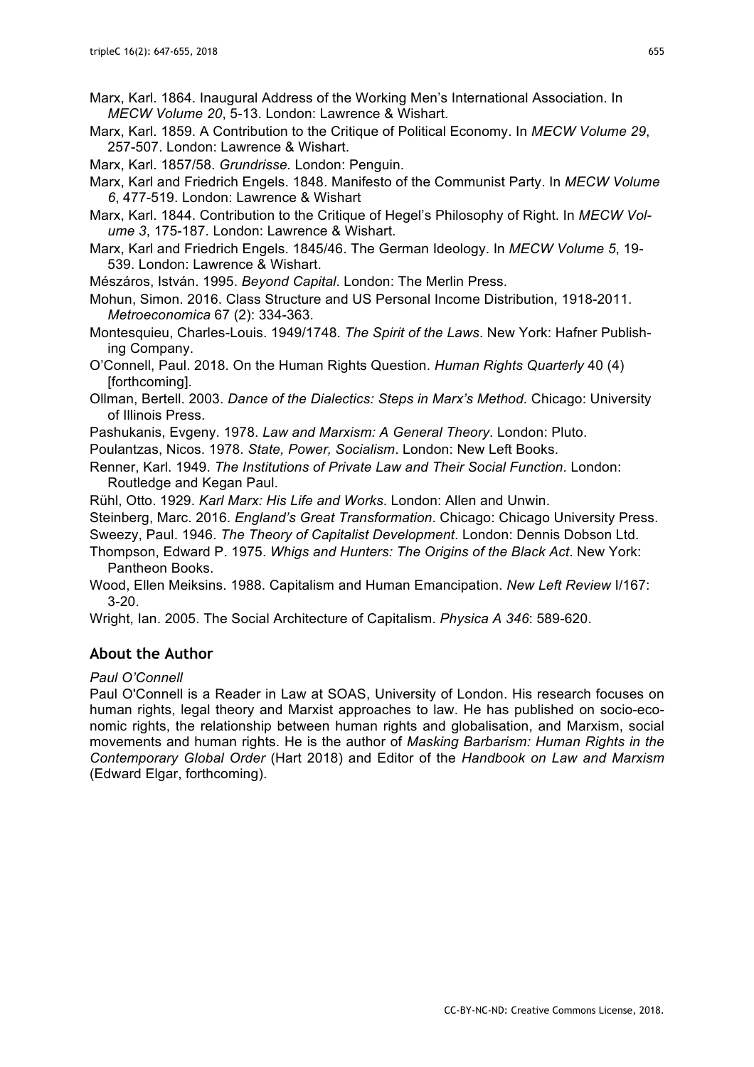Marx, Karl. 1864. Inaugural Address of the Working Men's International Association. In *MECW Volume 20*, 5-13. London: Lawrence & Wishart.

Marx, Karl. 1859. A Contribution to the Critique of Political Economy. In *MECW Volume 29*, 257-507. London: Lawrence & Wishart.

Marx, Karl. 1857/58. *Grundrisse.* London: Penguin.

Marx, Karl and Friedrich Engels. 1848. Manifesto of the Communist Party. In *MECW Volume 6*, 477-519. London: Lawrence & Wishart

Marx, Karl. 1844. Contribution to the Critique of Hegel's Philosophy of Right. In *MECW Volume 3*, 175-187. London: Lawrence & Wishart.

Marx, Karl and Friedrich Engels. 1845/46. The German Ideology. In *MECW Volume 5*, 19-539. London: Lawrence & Wishart.

Mészáros, István. 1995. *Beyond Capital*. London: The Merlin Press.

Mohun, Simon. 2016. Class Structure and US Personal Income Distribution, 1918-2011. *Metroeconomica* 67 (2): 334-363.

Montesquieu, Charles-Louis. 1949/1748. *The Spirit of the Laws*. New York: Hafner Publishing Company.

O'Connell, Paul. 2018. On the Human Rights Question. *Human Rights Quarterly* 40 (4) [forthcoming].

Ollman, Bertell. 2003. *Dance of the Dialectics: Steps in Marx's Method.* Chicago: University of Illinois Press.

Pashukanis, Evgeny. 1978. *Law and Marxism: A General Theory*. London: Pluto.

Poulantzas, Nicos. 1978. *State, Power, Socialism*. London: New Left Books.

Renner, Karl. 1949. *The Institutions of Private Law and Their Social Function*. London: Routledge and Kegan Paul.

Rühl, Otto. 1929. *Karl Marx: His Life and Works*. London: Allen and Unwin.

Steinberg, Marc. 2016. *England's Great Transformation*. Chicago: Chicago University Press.

Sweezy, Paul. 1946. *The Theory of Capitalist Development*. London: Dennis Dobson Ltd.

Thompson, Edward P. 1975. *Whigs and Hunters: The Origins of the Black Act*. New York: Pantheon Books.

Wood, Ellen Meiksins. 1988. Capitalism and Human Emancipation. *New Left Review* I/167: 3-20.

Wright, Ian. 2005. The Social Architecture of Capitalism. *Physica A 346*: 589-620.

## About the Author

*Paul O'Connell*

Paul O'Connell is a Reader in Law at SOAS, University of London. His research focuses on human rights, legal theory and Marxist approaches to law. He has published on socio-economic rights, the relationship between human rights and globalisation, and Marxism, social movements and human rights. He is the author of *Masking Barbarism: Human Rights in the Contemporary Global Order* (Hart 2018) and Editor of the *Handbook on Law and Marxism* (Edward Elgar, forthcoming).